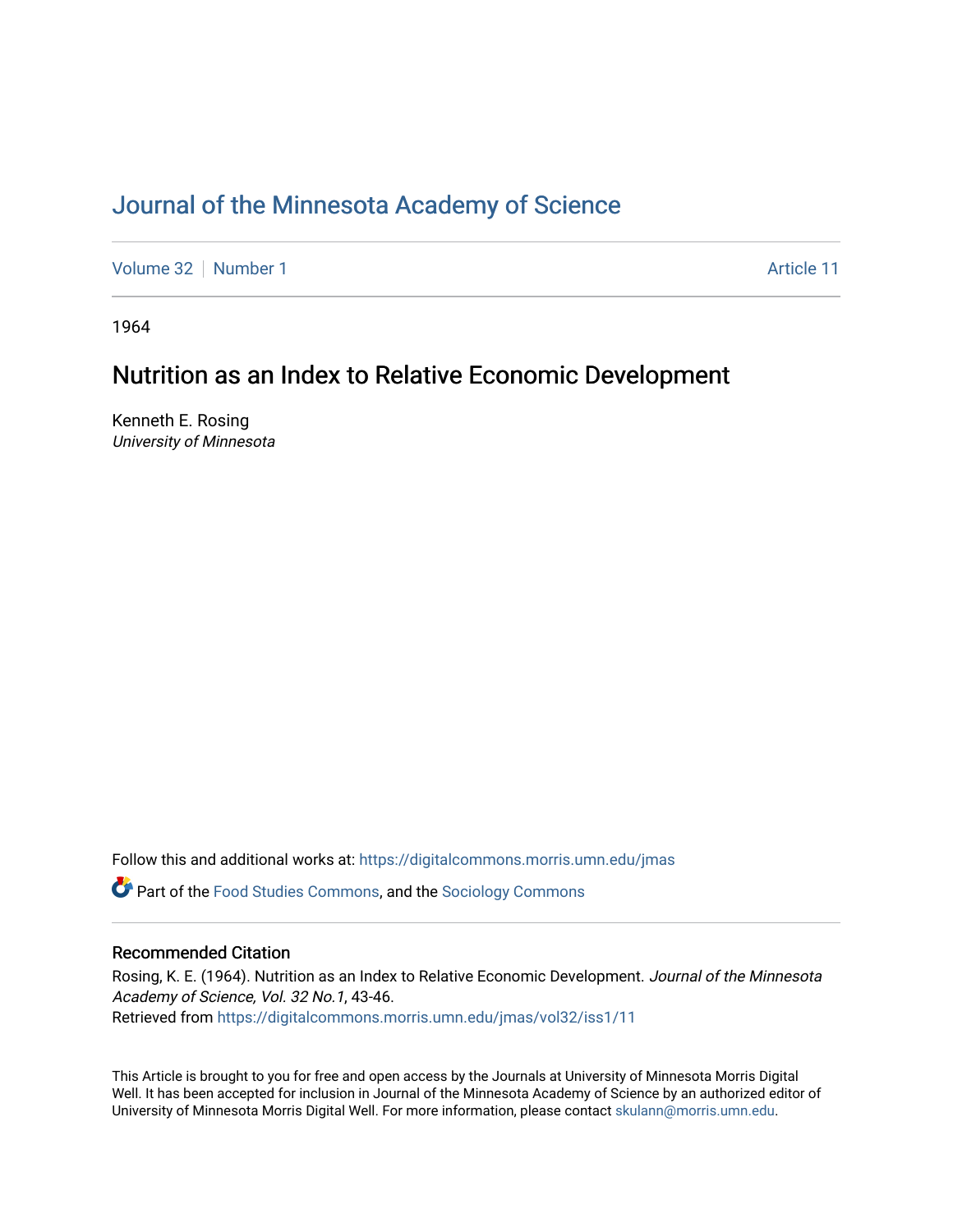# Journal of the Minnesota Academy of Science

Volume 32 | Number 1 — Article 11

1964

## Nutrition as an Index to Relative Economic Development

Kenneth E. Rosing
*University of Minnesota*

Follow this and additional works at: https://digitalcommons.morris.umn.edu/jmas

Part of the Food Studies Commons, and the Sociology Commons

### Recommended Citation

Rosing, K. E. (1964). Nutrition as an Index to Relative Economic Development. *Journal of the Minnesota Academy of Science, Vol. 32 No.1*, 43-46.
Retrieved from https://digitalcommons.morris.umn.edu/jmas/vol32/iss1/11

This Article is brought to you for free and open access by the Journals at University of Minnesota Morris Digital Well. It has been accepted for inclusion in Journal of the Minnesota Academy of Science by an authorized editor of University of Minnesota Morris Digital Well. For more information, please contact skulann@morris.umn.edu.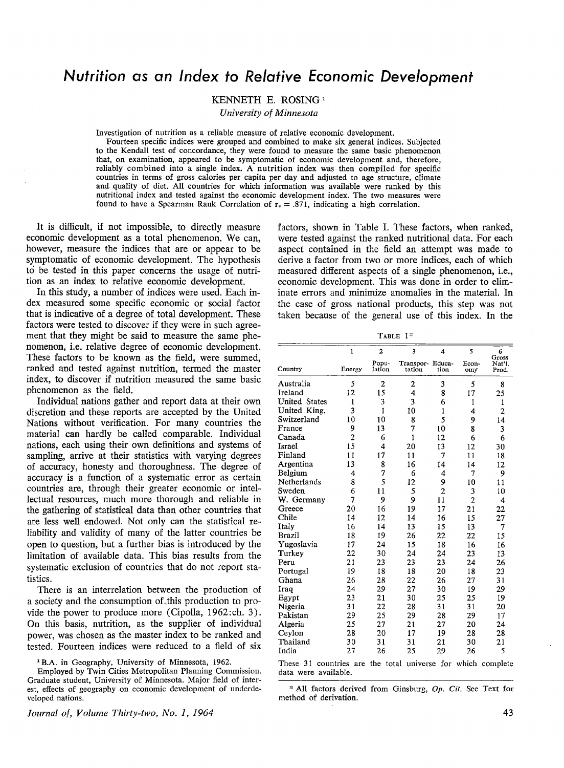# Nutrition as an Index to Relative Economic Development

KENNETH E. ROSING[1]

*University of Minnesota*

Investigation of nutrition as a reliable measure of relative economic development. Fourteen specific indices were grouped and combined to make six general indices. Subjected to the Kendall test of concordance, they were found to measure the same basic phenomenon that, on examination, appeared to be symptomatic of economic development and, therefore, reliably combined into a single index. A nutrition index was then compiled for specific countries in terms of gross calories per capita per day and adjusted to age structure, climate and quality of diet. All countries for which information was available were ranked by this nutritional index and tested against the economic development index. The two measures were found to have a Spearman Rank Correlation of $r_s = .871$, indicating a high correlation.

It is difficult, if not impossible, to directly measure economic development as a total phenomenon. We can, however, measure the indices that are or appear to be symptomatic of economic development. The hypothesis to be tested in this paper concerns the usage of nutrition as an index to relative economic development.

In this study, a number of indices were used. Each index measured some specific economic or social factor that is indicative of a degree of total development. These factors were tested to discover if they were in such agreement that they might be said to measure the same phenomenon, i.e. relative degree of economic development. These factors to be known as the field, were summed, ranked and tested against nutrition, termed the master index, to discover if nutrition measured the same basic phenomenon as the field.

Individual nations gather and report data at their own discretion and these reports are accepted by the United Nations without verification. For many countries the material can hardly be called comparable. Individual nations, each using their own definitions and systems of sampling, arrive at their statistics with varying degrees of accuracy, honesty and thoroughness. The degree of accuracy is a function of a systematic error as certain countries are, through their greater economic or intellectual resources, much more thorough and reliable in the gathering of statistical data than other countries that are less well endowed. Not only can the statistical reliability and validity of many of the latter countries be open to question, but a further bias is introduced by the limitation of available data. This bias results from the systematic exclusion of countries that do not report statistics.

There is an interrelation between the production of a society and the consumption of this production to provide the power to produce more (Cipolla, 1962:ch. 3). On this basis, nutrition, as the supplier of individual power, was chosen as the master index to be ranked and tested. Fourteen indices were reduced to a field of six factors, shown in Table I. These factors, when ranked, were tested against the ranked nutritional data. For each aspect contained in the field an attempt was made to derive a factor from two or more indices, each of which measured different aspects of a single phenomenon, i.e., economic development. This was done in order to eliminate errors and minimize anomalies in the material. In the case of gross national products, this step was not taken because of the general use of this index. In the

TABLE 1*

| | 1 | 2 | 3 | 4 | 5 | 6 |
|---|---|---|---|---|---|---|
| Country | Energy | Population | Transportation | Education | Economy | Gross Nat'l. Prod. |
| Australia | 5 | 2 | 2 | 3 | 5 | 8 |
| Ireland | 12 | 15 | 4 | 8 | 17 | 25 |
| United States | 1 | 3 | 3 | 6 | 1 | 1 |
| United King. | 3 | 1 | 10 | 1 | 4 | 2 |
| Switzerland | 10 | 10 | 8 | 5 | 9 | 14 |
| France | 9 | 13 | 7 | 10 | 8 | 3 |
| Canada | 2 | 6 | 1 | 12 | 6 | 6 |
| Israel | 15 | 4 | 20 | 13 | 12 | 30 |
| Finland | 11 | 17 | 11 | 7 | 11 | 18 |
| Argentina | 13 | 8 | 16 | 14 | 14 | 12 |
| Belgium | 4 | 7 | 6 | 4 | 7 | 9 |
| Netherlands | 8 | 5 | 12 | 9 | 10 | 11 |
| Sweden | 6 | 11 | 5 | 2 | 3 | 10 |
| W. Germany | 7 | 9 | 9 | 11 | 2 | 4 |
| Greece | 20 | 16 | 19 | 17 | 21 | 22 |
| Chile | 14 | 12 | 14 | 16 | 15 | 27 |
| Italy | 16 | 14 | 13 | 15 | 13 | 7 |
| Brazil | 18 | 19 | 26 | 22 | 22 | 15 |
| Yugoslavia | 17 | 24 | 15 | 18 | 16 | 16 |
| Turkey | 22 | 30 | 24 | 24 | 23 | 13 |
| Peru | 21 | 23 | 23 | 23 | 24 | 26 |
| Portugal | 19 | 18 | 18 | 20 | 18 | 23 |
| Ghana | 26 | 28 | 22 | 26 | 27 | 31 |
| Iraq | 24 | 29 | 27 | 30 | 19 | 29 |
| Egypt | 23 | 21 | 30 | 25 | 25 | 19 |
| Nigeria | 31 | 22 | 28 | 31 | 31 | 20 |
| Pakistan | 29 | 25 | 29 | 28 | 29 | 17 |
| Algeria | 25 | 27 | 21 | 27 | 20 | 24 |
| Ceylon | 28 | 20 | 17 | 19 | 28 | 28 |
| Thailand | 30 | 31 | 31 | 21 | 30 | 21 |
| India | 27 | 26 | 25 | 29 | 26 | 5 |

These 31 countries are the total universe for which complete data were available.

\* All factors derived from Ginsburg, *Op. Cit.* See Text for method of derivation.

[1] B.A. in Geography, University of Minnesota, 1962.
Employed by Twin Cities Metropolitan Planning Commission. Graduate student, University of Minnesota. Major field of interest, effects of geography on economic development of underdeveloped nations.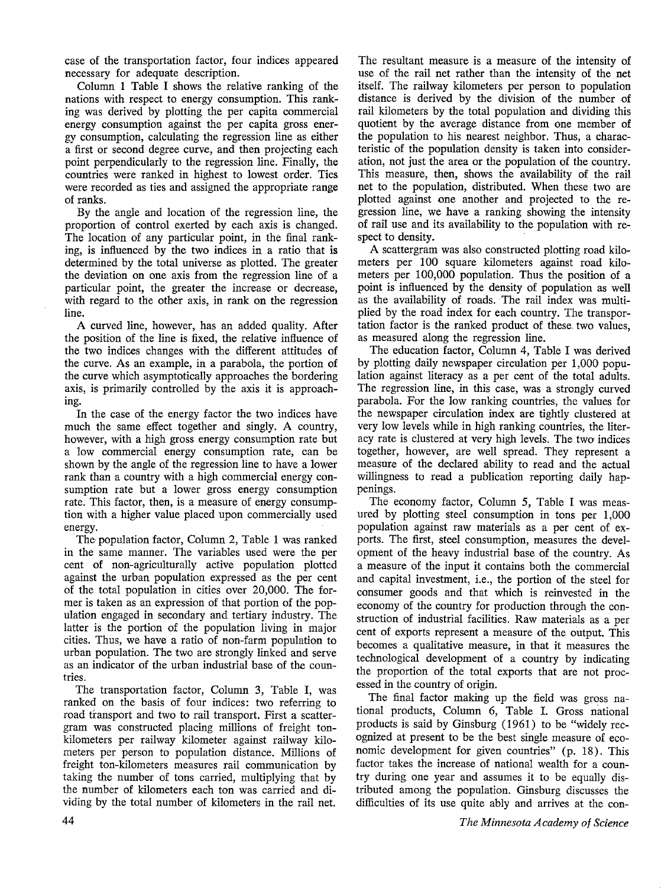case of the transportation factor, four indices appeared necessary for adequate description.

Column 1 Table I shows the relative ranking of the nations with respect to energy consumption. This ranking was derived by plotting the per capita commercial energy consumption against the per capita gross energy consumption, calculating the regression line as either a first or second degree curve, and then projecting each point perpendicularly to the regression line. Finally, the countries were ranked in highest to lowest order. Ties were recorded as ties and assigned the appropriate range of ranks.

By the angle and location of the regression line, the proportion of control exerted by each axis is changed. The location of any particular point, in the final ranking, is influenced by the two indices in a ratio that is determined by the total universe as plotted. The greater the deviation on one axis from the regression line of a particular point, the greater the increase or decrease, with regard to the other axis, in rank on the regression line.

A curved line, however, has an added quality. After the position of the line is fixed, the relative influence of the two indices changes with the different attitudes of the curve. As an example, in a parabola, the portion of the curve which asymptotically approaches the bordering axis, is primarily controlled by the axis it is approaching.

In the case of the energy factor the two indices have much the same effect together and singly. A country, however, with a high gross energy consumption rate but a low commercial energy consumption rate, can be shown by the angle of the regression line to have a lower rank than a country with a high commercial energy consumption rate but a lower gross energy consumption rate. This factor, then, is a measure of energy consumption with a higher value placed upon commercially used energy.

The population factor, Column 2, Table 1 was ranked in the same manner. The variables used were the per cent of non-agriculturally active population plotted against the urban population expressed as the per cent of the total population in cities over 20,000. The former is taken as an expression of that portion of the population engaged in secondary and tertiary industry. The latter is the portion of the population living in major cities. Thus, we have a ratio of non-farm population to urban population. The two are strongly linked and serve as an indicator of the urban industrial base of the countries.

The transportation factor, Column 3, Table I, was ranked on the basis of four indices: two referring to road transport and two to rail transport. First a scattergram was constructed placing millions of freight ton-kilometers per railway kilometer against railway kilometers per person to population distance. Millions of freight ton-kilometers measures rail communication by taking the number of tons carried, multiplying that by the number of kilometers each ton was carried and dividing by the total number of kilometers in the rail net. The resultant measure is a measure of the intensity of use of the rail net rather than the intensity of the net itself. The railway kilometers per person to population distance is derived by the division of the number of rail kilometers by the total population and dividing this quotient by the average distance from one member of the population to his nearest neighbor. Thus, a characteristic of the population density is taken into consideration, not just the area or the population of the country. This measure, then, shows the availability of the rail net to the population, distributed. When these two are plotted against one another and projected to the regression line, we have a ranking showing the intensity of rail use and its availability to the population with respect to density.

A scattergram was also constructed plotting road kilometers per 100 square kilometers against road kilometers per 100,000 population. Thus the position of a point is influenced by the density of population as well as the availability of roads. The rail index was multiplied by the road index for each country. The transportation factor is the ranked product of these two values, as measured along the regression line.

The education factor, Column 4, Table I was derived by plotting daily newspaper circulation per 1,000 population against literacy as a per cent of the total adults. The regression line, in this case, was a strongly curved parabola. For the low ranking countries, the values for the newspaper circulation index are tightly clustered at very low levels while in high ranking countries, the literacy rate is clustered at very high levels. The two indices together, however, are well spread. They represent a measure of the declared ability to read and the actual willingness to read a publication reporting daily happenings.

The economy factor, Column 5, Table I was measured by plotting steel consumption in tons per 1,000 population against raw materials as a per cent of exports. The first, steel consumption, measures the development of the heavy industrial base of the country. As a measure of the input it contains both the commercial and capital investment, i.e., the portion of the steel for consumer goods and that which is reinvested in the economy of the country for production through the construction of industrial facilities. Raw materials as a per cent of exports represent a measure of the output. This becomes a qualitative measure, in that it measures the technological development of a country by indicating the proportion of the total exports that are not processed in the country of origin.

The final factor making up the field was gross national products, Column 6, Table I. Gross national products is said by Ginsburg (1961) to be "widely recognized at present to be the best single measure of economic development for given countries" (p. 18). This factor takes the increase of national wealth for a country during one year and assumes it to be equally distributed among the population. Ginsburg discusses the difficulties of its use quite ably and arrives at the con-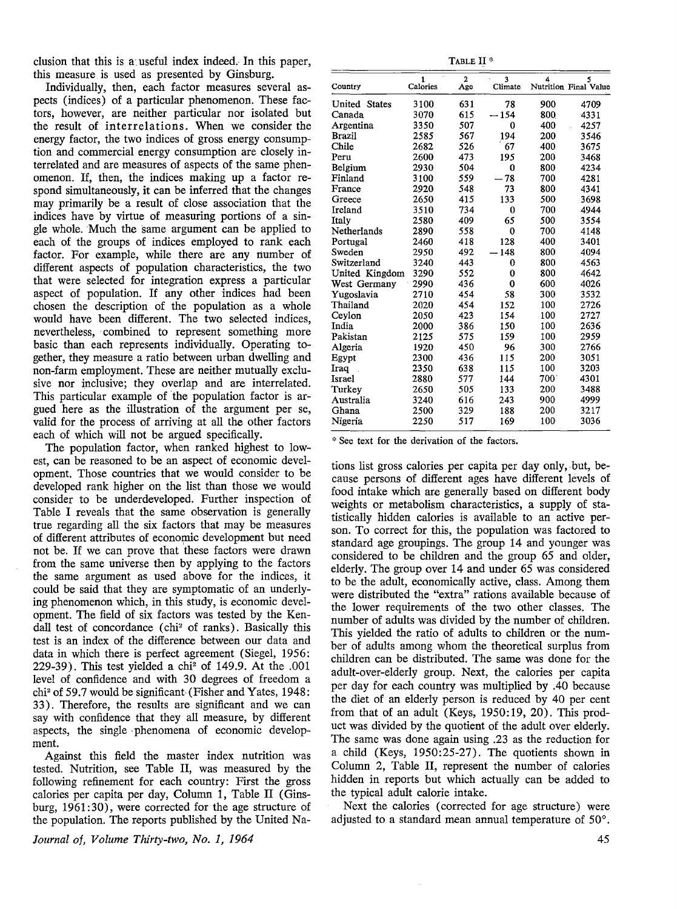clusion that this is a useful index indeed. In this paper, this measure is used as presented by Ginsburg.

Individually, then, each factor measures several aspects (indices) of a particular phenomenon. These factors, however, are neither particular nor isolated but the result of interrelations. When we consider the energy factor, the two indices of gross energy consumption and commercial energy consumption are closely interrelated and are measures of aspects of the same phenomenon. If, then, the indices making up a factor respond simultaneously, it can be inferred that the changes may primarily be a result of close association that the indices have by virtue of measuring portions of a single whole. Much the same argument can be applied to each of the groups of indices employed to rank each factor. For example, while there are any number of different aspects of population characteristics, the two that were selected for integration express a particular aspect of population. If any other indices had been chosen the description of the population as a whole would have been different. The two selected indices, nevertheless, combined to represent something more basic than each represents individually. Operating together, they measure a ratio between urban dwelling and non-farm employment. These are neither mutually exclusive nor inclusive; they overlap and are interrelated. This particular example of the population factor is argued here as the illustration of the argument per se, valid for the process of arriving at all the other factors each of which will not be argued specifically.

The population factor, when ranked highest to lowest, can be reasoned to be an aspect of economic development. Those countries that we would consider to be developed rank higher on the list than those we would consider to be underdeveloped. Further inspection of Table I reveals that the same observation is generally true regarding all the six factors that may be measures of different attributes of economic development but need not be. If we can prove that these factors were drawn from the same universe then by applying to the factors the same argument as used above for the indices, it could be said that they are symptomatic of an underlying phenomenon which, in this study, is economic development. The field of six factors was tested by the Kendall test of concordance ($chi^2$ of ranks). Basically this test is an index of the difference between our data and data in which there is perfect agreement (Siegel, 1956: 229-39). This test yielded a $chi^2$ of 149.9. At the .001 level of confidence and with 30 degrees of freedom a $chi^2$ of 59.7 would be significant (Fisher and Yates, 1948: 33). Therefore, the results are significant and we can say with confidence that they all measure, by different aspects, the single phenomena of economic development.

Against this field the master index nutrition was tested. Nutrition, see Table II, was measured by the following refinement for each country: First the gross calories per capita per day, Column 1, Table II (Ginsburg, 1961:30), were corrected for the age structure of the population. The reports published by the United Nations list gross calories per capita per day only, but, because persons of different ages have different levels of food intake which are generally based on different body weights or metabolism characteristics, a supply of statistically hidden calories is available to an active person. To correct for this, the population was factored to standard age groupings. The group 14 and younger was considered to be children and the group 65 and older, elderly. The group over 14 and under 65 was considered to be the adult, economically active, class. Among them were distributed the "extra" rations available because of the lower requirements of the two other classes. The number of adults was divided by the number of children. This yielded the ratio of adults to children or the number of adults among whom the theoretical surplus from children can be distributed. The same was done for the adult-over-elderly group. Next, the calories per capita per day for each country was multiplied by .40 because the diet of an elderly person is reduced by 40 per cent from that of an adult (Keys, 1950:19, 20). This product was divided by the quotient of the adult over elderly. The same was done again using .23 as the reduction for a child (Keys, 1950:25-27). The quotients shown in Column 2, Table II, represent the number of calories hidden in reports but which actually can be added to the typical adult calorie intake.

Next the calories (corrected for age structure) were adjusted to a standard mean annual temperature of 50°.

TABLE II *

| Country | 1 Calories | 2 Age | 3 Climate | 4 Nutrition | 5 Final Value |
|---|---|---|---|---|---|
| United States | 3100 | 631 | 78 | 900 | 4709 |
| Canada | 3070 | 615 | −154 | 800 | 4331 |
| Argentina | 3350 | 507 | 0 | 400 | 4257 |
| Brazil | 2585 | 567 | 194 | 200 | 3546 |
| Chile | 2682 | 526 | 67 | 400 | 3675 |
| Peru | 2600 | 473 | 195 | 200 | 3468 |
| Belgium | 2930 | 504 | 0 | 800 | 4234 |
| Finland | 3100 | 559 | −78 | 700 | 4281 |
| France | 2920 | 548 | 73 | 800 | 4341 |
| Greece | 2650 | 415 | 133 | 500 | 3698 |
| Ireland | 3510 | 734 | 0 | 700 | 4944 |
| Italy | 2580 | 409 | 65 | 500 | 3554 |
| Netherlands | 2890 | 558 | 0 | 700 | 4148 |
| Portugal | 2460 | 418 | 128 | 400 | 3401 |
| Sweden | 2950 | 492 | −148 | 800 | 4094 |
| Switzerland | 3240 | 443 | 0 | 800 | 4563 |
| United Kingdom | 3290 | 552 | 0 | 800 | 4642 |
| West Germany | 2990 | 436 | 0 | 600 | 4026 |
| Yugoslavia | 2710 | 454 | 58 | 300 | 3532 |
| Thailand | 2020 | 454 | 152 | 100 | 2726 |
| Ceylon | 2050 | 423 | 154 | 100 | 2727 |
| India | 2000 | 386 | 150 | 100 | 2636 |
| Pakistan | 2125 | 575 | 159 | 100 | 2959 |
| Algeria | 1920 | 450 | 96 | 300 | 2766 |
| Egypt | 2300 | 436 | 115 | 200 | 3051 |
| Iraq | 2350 | 638 | 115 | 100 | 3203 |
| Israel | 2880 | 577 | 144 | 700 | 4301 |
| Turkey | 2650 | 505 | 133 | 200 | 3488 |
| Australia | 3240 | 616 | 243 | 900 | 4999 |
| Ghana | 2500 | 329 | 188 | 200 | 3217 |
| Nigeria | 2250 | 517 | 169 | 100 | 3036 |

\* See text for the derivation of the factors.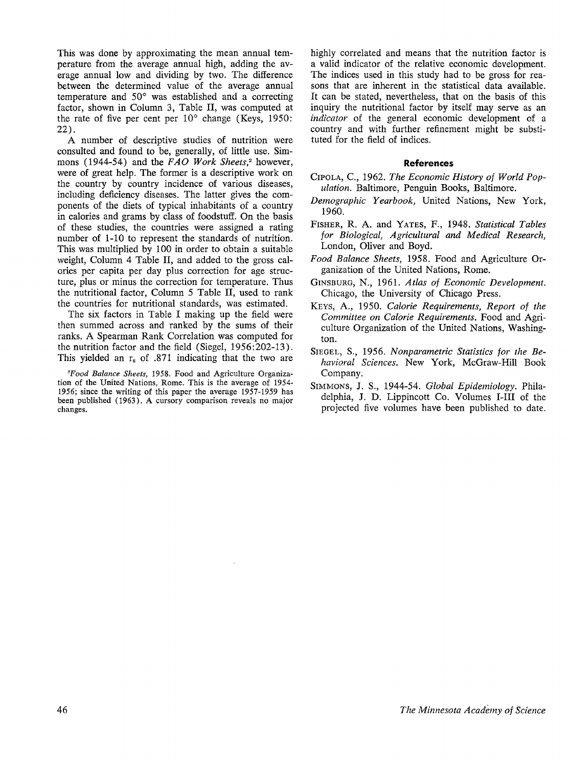This was done by approximating the mean annual temperature from the average annual high, adding the average annual low and dividing by two. The difference between the determined value of the average annual temperature and 50° was established and a correcting factor, shown in Column 3, Table II, was computed at the rate of five per cent per 10° change (Keys, 1950: 22).

A number of descriptive studies of nutrition were consulted and found to be, generally, of little use. Simmons (1944-54) and the *FAO Work Sheets*,[2] however, were of great help. The former is a descriptive work on the country by country incidence of various diseases, including deficiency diseases. The latter gives the components of the diets of typical inhabitants of a country in calories and grams by class of foodstuff. On the basis of these studies, the countries were assigned a rating number of 1-10 to represent the standards of nutrition. This was multiplied by 100 in order to obtain a suitable weight, Column 4 Table II, and added to the gross calories per capita per day plus correction for age structure, plus or minus the correction for temperature. Thus the nutritional factor, Column 5 Table II, used to rank the countries for nutritional standards, was estimated.

The six factors in Table I making up the field were then summed across and ranked by the sums of their ranks. A Spearman Rank Correlation was computed for the nutrition factor and the field (Siegel, 1956:202-13). This yielded an $r_s$ of .871 indicating that the two are highly correlated and means that the nutrition factor is a valid indicator of the relative economic development. The indices used in this study had to be gross for reasons that are inherent in the statistical data available. It can be stated, nevertheless, that on the basis of this inquiry the nutritional factor by itself may serve as an *indicator* of the general economic development of a country and with further refinement might be substituted for the field of indices.

[2] *Food Balance Sheets*, 1958. Food and Agriculture Organization of the United Nations, Rome. This is the average of 1954-1956; since the writing of this paper the average 1957-1959 has been published (1963). A cursory comparison reveals no major changes.

## References

CIPOLA, C., 1962. *The Economic History of World Population.* Baltimore, Penguin Books, Baltimore.

*Demographic Yearbook,* United Nations, New York, 1960.

FISHER, R. A. and YATES, F., 1948. *Statistical Tables for Biological, Agricultural and Medical Research,* London, Oliver and Boyd.

*Food Balance Sheets,* 1958. Food and Agriculture Organization of the United Nations, Rome.

GINSBURG, N., 1961. *Atlas of Economic Development.* Chicago, the University of Chicago Press.

KEYS, A., 1950. *Calorie Requirements, Report of the Committee on Calorie Requirements.* Food and Agriculture Organization of the United Nations, Washington.

SIEGEL, S., 1956. *Nonparametric Statistics for the Behavioral Sciences.* New York, McGraw-Hill Book Company.

SIMMONS, J. S., 1944-54. *Global Epidemiology.* Philadelphia, J. D. Lippincott Co. Volumes I-III of the projected five volumes have been published to date.